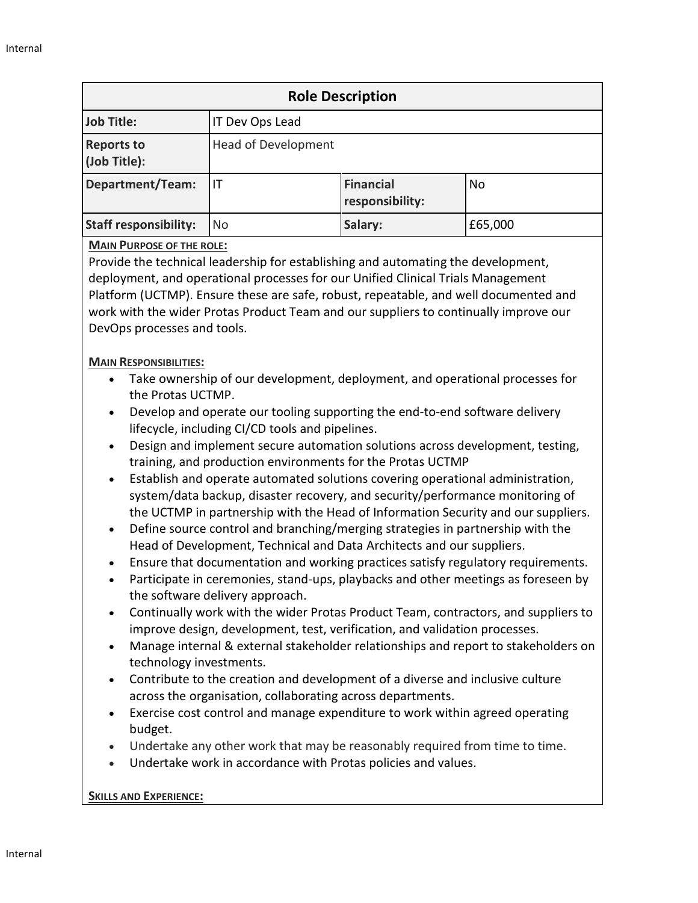| Role Description | | | |
|---|---|---|---|
| **Job Title:** | IT Dev Ops Lead | | |
| **Reports to (Job Title):** | Head of Development | | |
| **Department/Team:** | IT | **Financial responsibility:** | No |
| **Staff responsibility:** | No | **Salary:** | £65,000 |

**MAIN PURPOSE OF THE ROLE:**

Provide the technical leadership for establishing and automating the development, deployment, and operational processes for our Unified Clinical Trials Management Platform (UCTMP). Ensure these are safe, robust, repeatable, and well documented and work with the wider Protas Product Team and our suppliers to continually improve our DevOps processes and tools.

**MAIN RESPONSIBILITIES:**

- Take ownership of our development, deployment, and operational processes for the Protas UCTMP.
- Develop and operate our tooling supporting the end-to-end software delivery lifecycle, including CI/CD tools and pipelines.
- Design and implement secure automation solutions across development, testing, training, and production environments for the Protas UCTMP
- Establish and operate automated solutions covering operational administration, system/data backup, disaster recovery, and security/performance monitoring of the UCTMP in partnership with the Head of Information Security and our suppliers.
- Define source control and branching/merging strategies in partnership with the Head of Development, Technical and Data Architects and our suppliers.
- Ensure that documentation and working practices satisfy regulatory requirements.
- Participate in ceremonies, stand-ups, playbacks and other meetings as foreseen by the software delivery approach.
- Continually work with the wider Protas Product Team, contractors, and suppliers to improve design, development, test, verification, and validation processes.
- Manage internal & external stakeholder relationships and report to stakeholders on technology investments.
- Contribute to the creation and development of a diverse and inclusive culture across the organisation, collaborating across departments.
- Exercise cost control and manage expenditure to work within agreed operating budget.
- Undertake any other work that may be reasonably required from time to time.
- Undertake work in accordance with Protas policies and values.

**SKILLS AND EXPERIENCE:**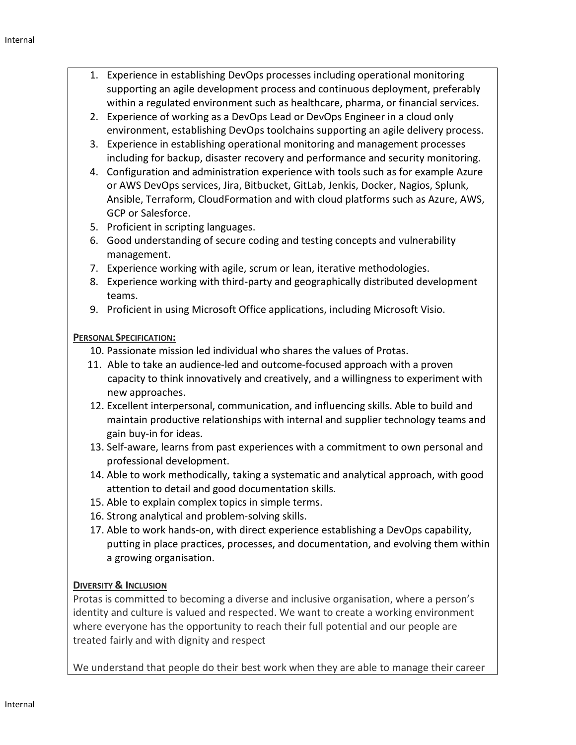1. Experience in establishing DevOps processes including operational monitoring supporting an agile development process and continuous deployment, preferably within a regulated environment such as healthcare, pharma, or financial services.
2. Experience of working as a DevOps Lead or DevOps Engineer in a cloud only environment, establishing DevOps toolchains supporting an agile delivery process.
3. Experience in establishing operational monitoring and management processes including for backup, disaster recovery and performance and security monitoring.
4. Configuration and administration experience with tools such as for example Azure or AWS DevOps services, Jira, Bitbucket, GitLab, Jenkis, Docker, Nagios, Splunk, Ansible, Terraform, CloudFormation and with cloud platforms such as Azure, AWS, GCP or Salesforce.
5. Proficient in scripting languages.
6. Good understanding of secure coding and testing concepts and vulnerability management.
7. Experience working with agile, scrum or lean, iterative methodologies.
8. Experience working with third-party and geographically distributed development teams.
9. Proficient in using Microsoft Office applications, including Microsoft Visio.

**PERSONAL SPECIFICATION:**

10. Passionate mission led individual who shares the values of Protas.
11. Able to take an audience-led and outcome-focused approach with a proven capacity to think innovatively and creatively, and a willingness to experiment with new approaches.
12. Excellent interpersonal, communication, and influencing skills. Able to build and maintain productive relationships with internal and supplier technology teams and gain buy-in for ideas.
13. Self-aware, learns from past experiences with a commitment to own personal and professional development.
14. Able to work methodically, taking a systematic and analytical approach, with good attention to detail and good documentation skills.
15. Able to explain complex topics in simple terms.
16. Strong analytical and problem-solving skills.
17. Able to work hands-on, with direct experience establishing a DevOps capability, putting in place practices, processes, and documentation, and evolving them within a growing organisation.

**DIVERSITY & INCLUSION**

Protas is committed to becoming a diverse and inclusive organisation, where a person's identity and culture is valued and respected. We want to create a working environment where everyone has the opportunity to reach their full potential and our people are treated fairly and with dignity and respect

We understand that people do their best work when they are able to manage their career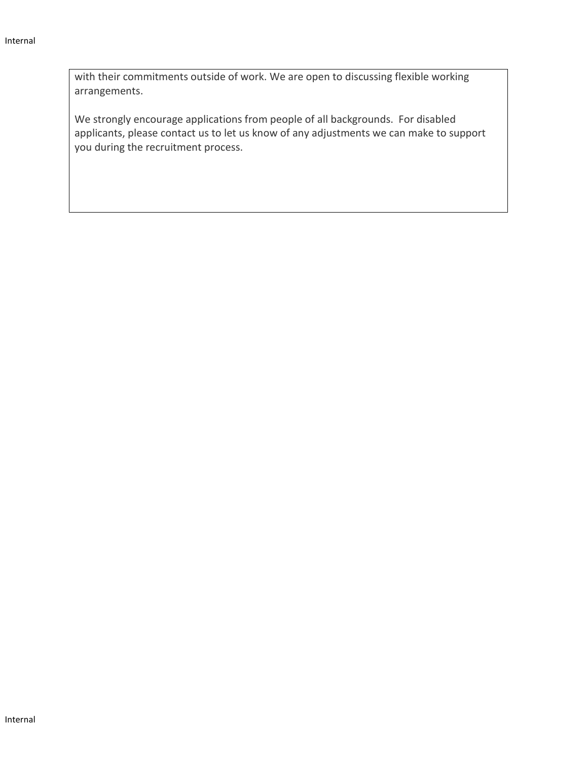with their commitments outside of work. We are open to discussing flexible working arrangements.

We strongly encourage applications from people of all backgrounds. For disabled applicants, please contact us to let us know of any adjustments we can make to support you during the recruitment process.